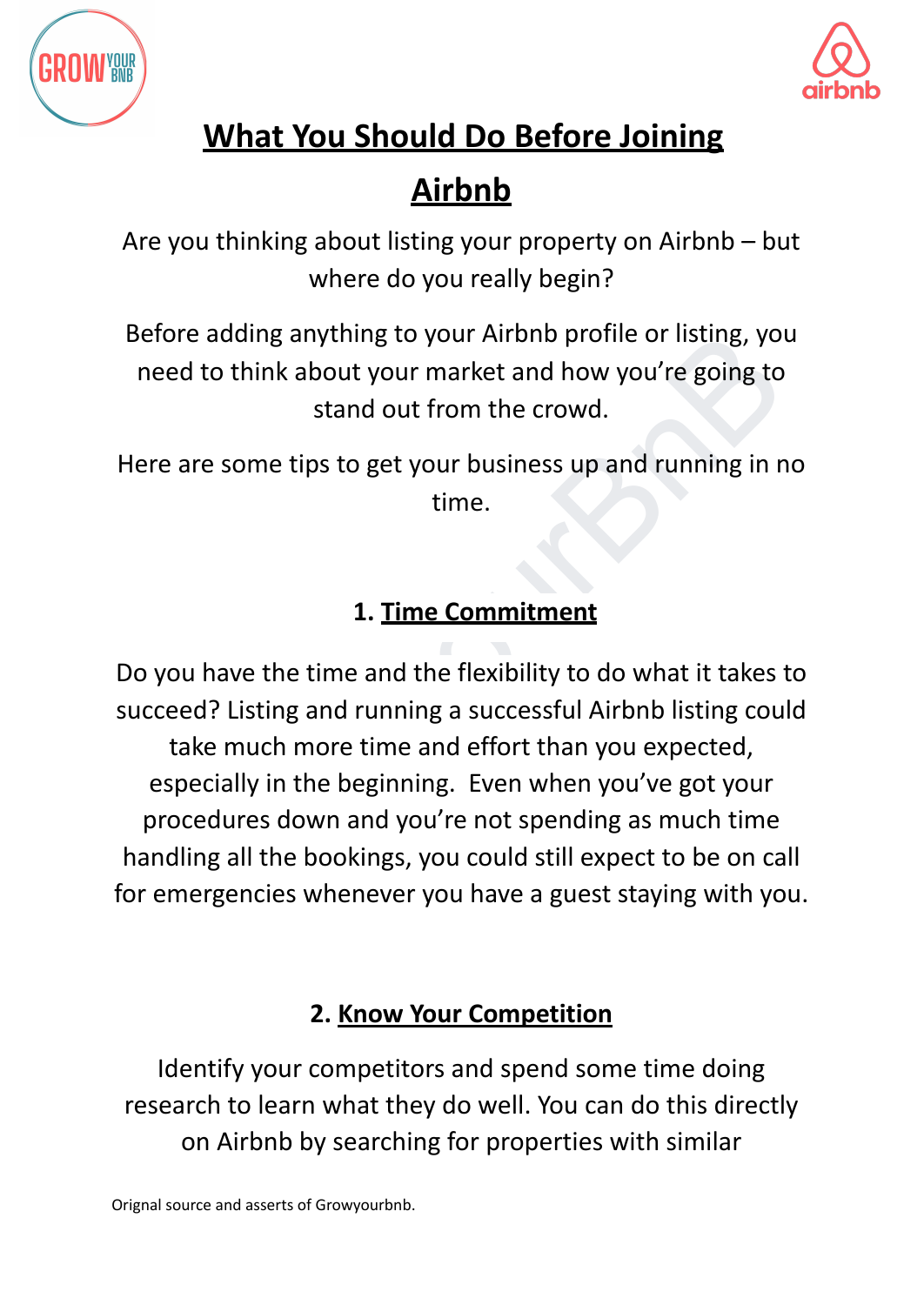# What You Should Do Before Joining Airbnb

Are you thinking about listing your property on Airbnb – but where do you really begin?

Before adding anything to your Airbnb profile or listing, you need to think about your market and how you're going to stand out from the crowd.

Here are some tips to get your business up and running in no time.

## 1. Time Commitment

Do you have the time and the flexibility to do what it takes to succeed? Listing and running a successful Airbnb listing could take much more time and effort than you expected, especially in the beginning. Even when you've got your procedures down and you're not spending as much time handling all the bookings, you could still expect to be on call for emergencies whenever you have a guest staying with you.

## 2. Know Your Competition

Identify your competitors and spend some time doing research to learn what they do well. You can do this directly on Airbnb by searching for properties with similar

Orignal source and asserts of Growyourbnb.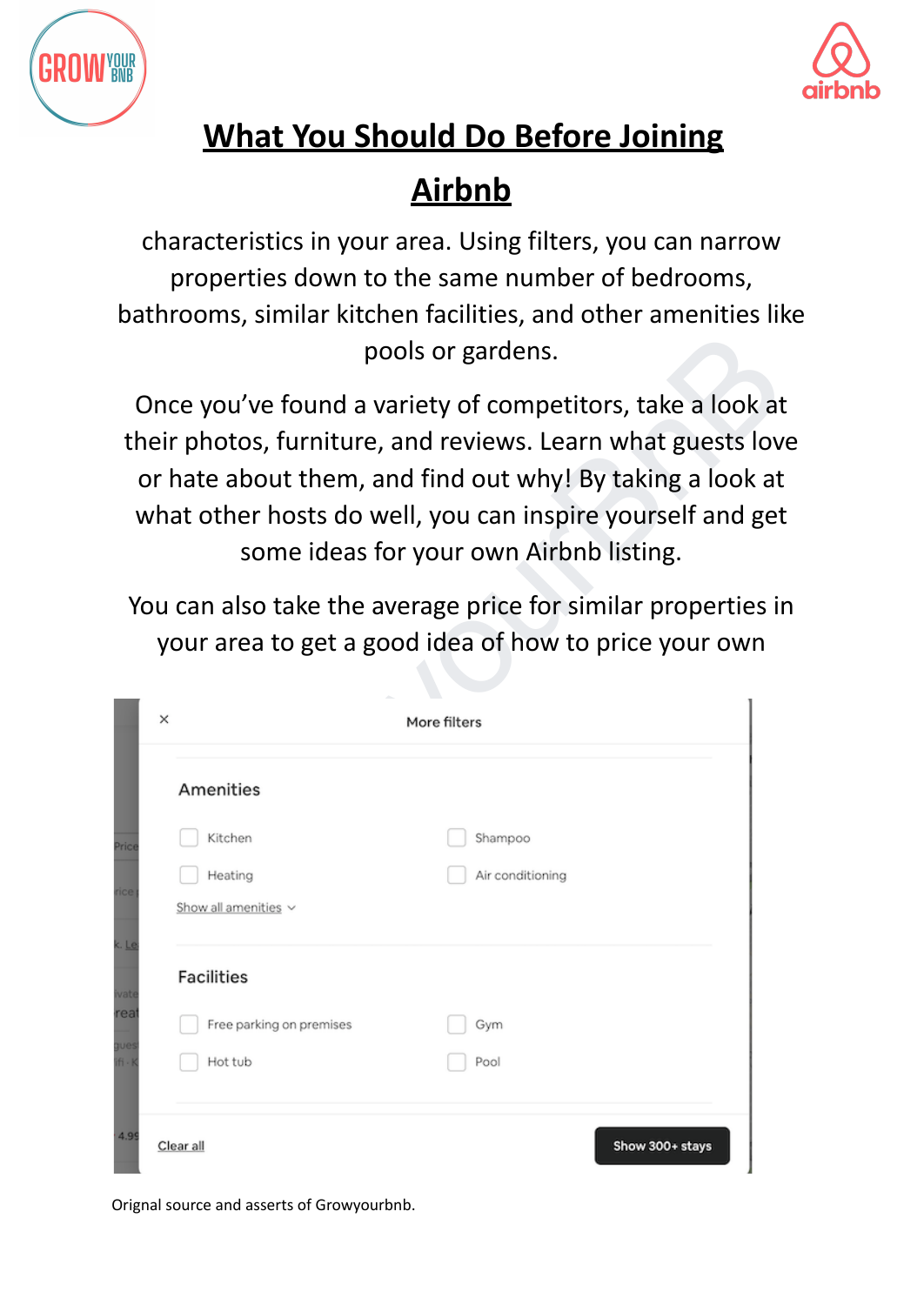# What You Should Do Before Joining Airbnb

characteristics in your area. Using filters, you can narrow properties down to the same number of bedrooms, bathrooms, similar kitchen facilities, and other amenities like pools or gardens.

Once you've found a variety of competitors, take a look at their photos, furniture, and reviews. Learn what guests love or hate about them, and find out why! By taking a look at what other hosts do well, you can inspire yourself and get some ideas for your own Airbnb listing.

You can also take the average price for similar properties in your area to get a good idea of how to price your own

Orignal source and asserts of Growyourbnb.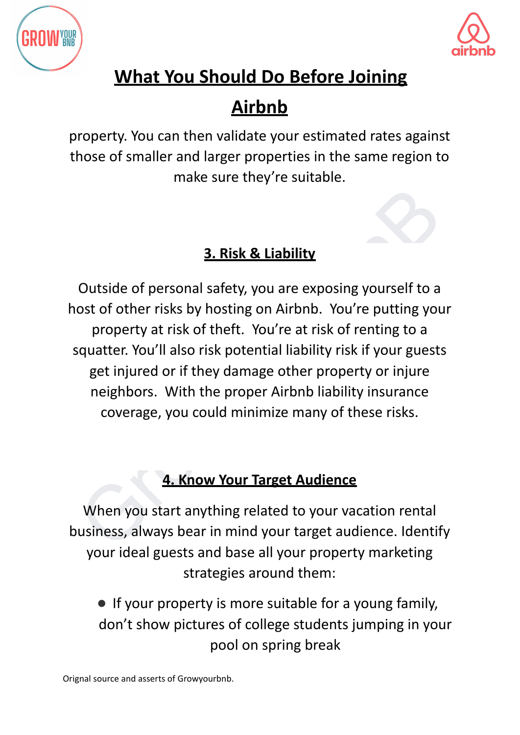property. You can then validate your estimated rates against those of smaller and larger properties in the same region to make sure they're suitable.

## 3. Risk & Liability

Outside of personal safety, you are exposing yourself to a host of other risks by hosting on Airbnb. You're putting your property at risk of theft. You're at risk of renting to a squatter. You'll also risk potential liability risk if your guests get injured or if they damage other property or injure neighbors. With the proper Airbnb liability insurance coverage, you could minimize many of these risks.

## 4. Know Your Target Audience

When you start anything related to your vacation rental business, always bear in mind your target audience. Identify your ideal guests and base all your property marketing strategies around them:

- If your property is more suitable for a young family, don't show pictures of college students jumping in your pool on spring break

Orignal source and asserts of Growyourbnb.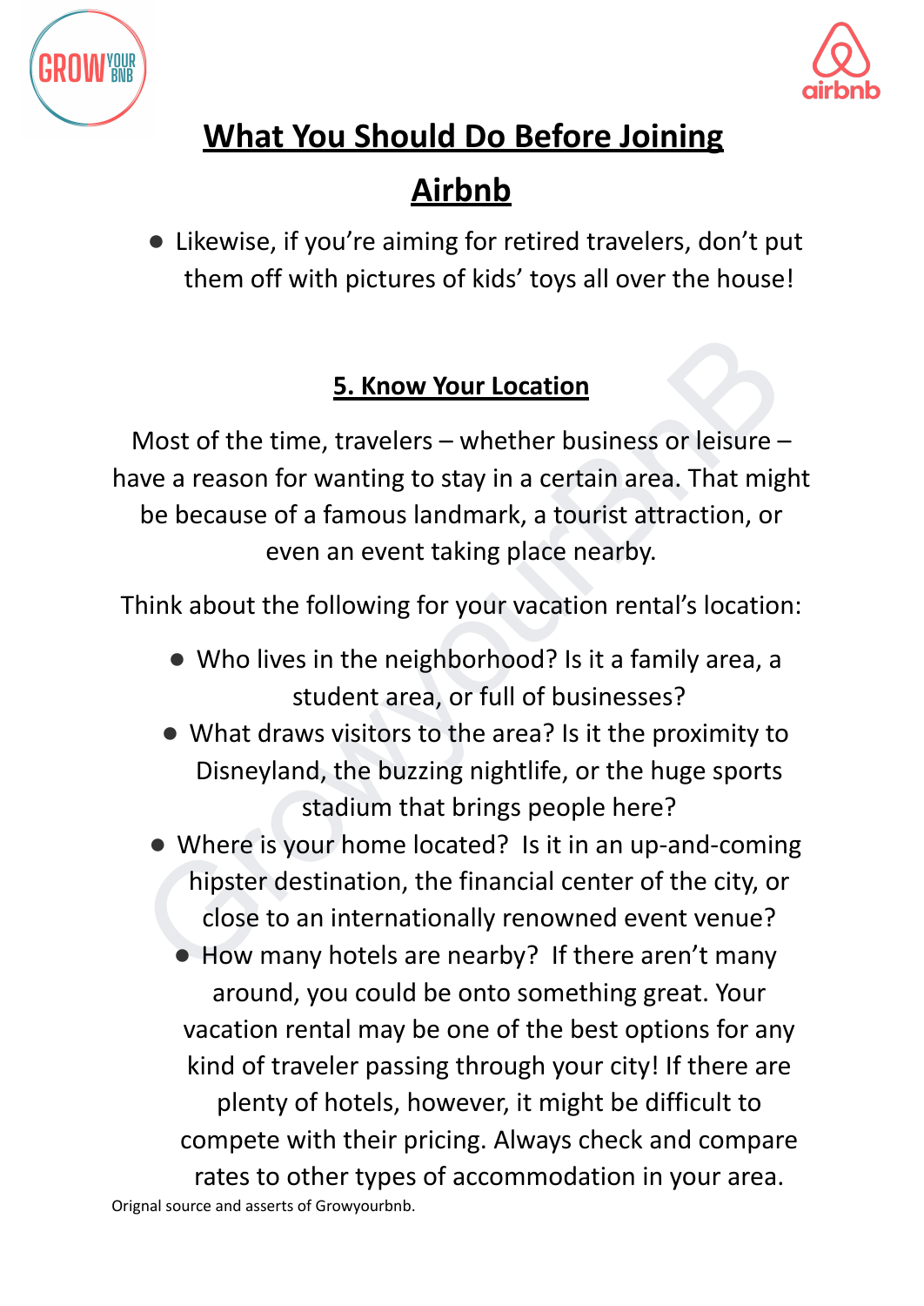# What You Should Do Before Joining Airbnb

- Likewise, if you're aiming for retired travelers, don't put them off with pictures of kids' toys all over the house!

## 5. Know Your Location

Most of the time, travelers – whether business or leisure – have a reason for wanting to stay in a certain area. That might be because of a famous landmark, a tourist attraction, or even an event taking place nearby.

Think about the following for your vacation rental's location:

- Who lives in the neighborhood? Is it a family area, a student area, or full of businesses?
- What draws visitors to the area? Is it the proximity to Disneyland, the buzzing nightlife, or the huge sports stadium that brings people here?
- Where is your home located? Is it in an up-and-coming hipster destination, the financial center of the city, or close to an internationally renowned event venue?
- How many hotels are nearby? If there aren't many around, you could be onto something great. Your vacation rental may be one of the best options for any kind of traveler passing through your city! If there are plenty of hotels, however, it might be difficult to compete with their pricing. Always check and compare rates to other types of accommodation in your area.

Orignal source and asserts of Growyourbnb.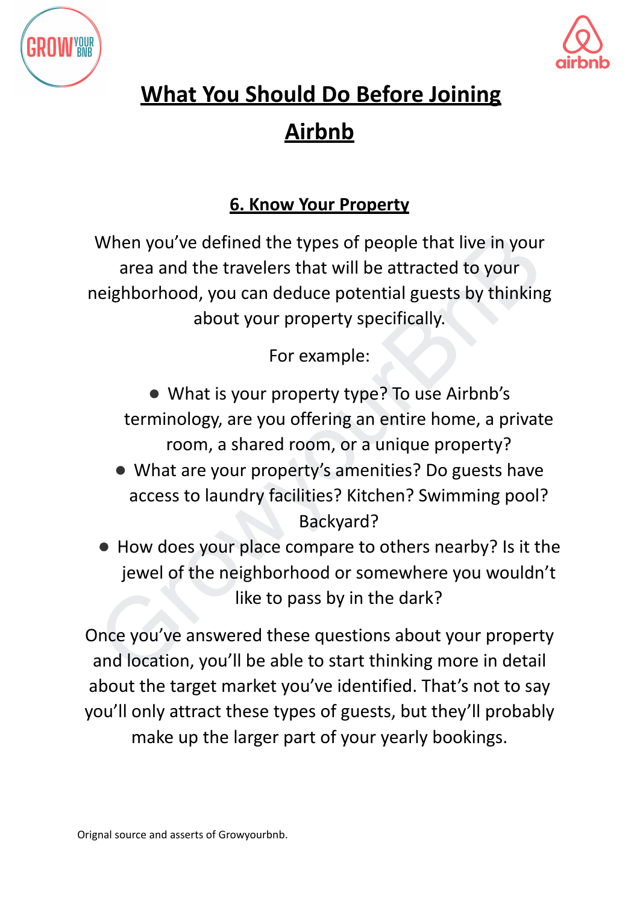# What You Should Do Before Joining Airbnb

## 6. Know Your Property

When you've defined the types of people that live in your area and the travelers that will be attracted to your neighborhood, you can deduce potential guests by thinking about your property specifically.

For example:

- What is your property type? To use Airbnb's terminology, are you offering an entire home, a private room, a shared room, or a unique property?
- What are your property's amenities? Do guests have access to laundry facilities? Kitchen? Swimming pool? Backyard?
- How does your place compare to others nearby? Is it the jewel of the neighborhood or somewhere you wouldn't like to pass by in the dark?

Once you've answered these questions about your property and location, you'll be able to start thinking more in detail about the target market you've identified. That's not to say you'll only attract these types of guests, but they'll probably make up the larger part of your yearly bookings.

Orignal source and asserts of Growyourbnb.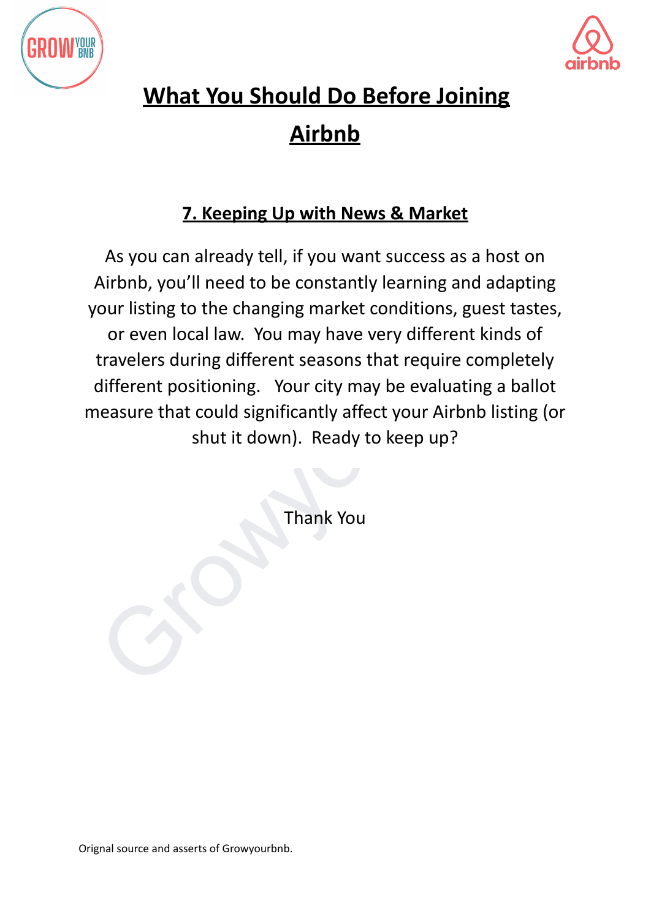# What You Should Do Before Joining Airbnb

## 7. Keeping Up with News & Market

As you can already tell, if you want success as a host on Airbnb, you'll need to be constantly learning and adapting your listing to the changing market conditions, guest tastes, or even local law. You may have very different kinds of travelers during different seasons that require completely different positioning. Your city may be evaluating a ballot measure that could significantly affect your Airbnb listing (or shut it down). Ready to keep up?

Thank You

Orignal source and asserts of Growyourbnb.